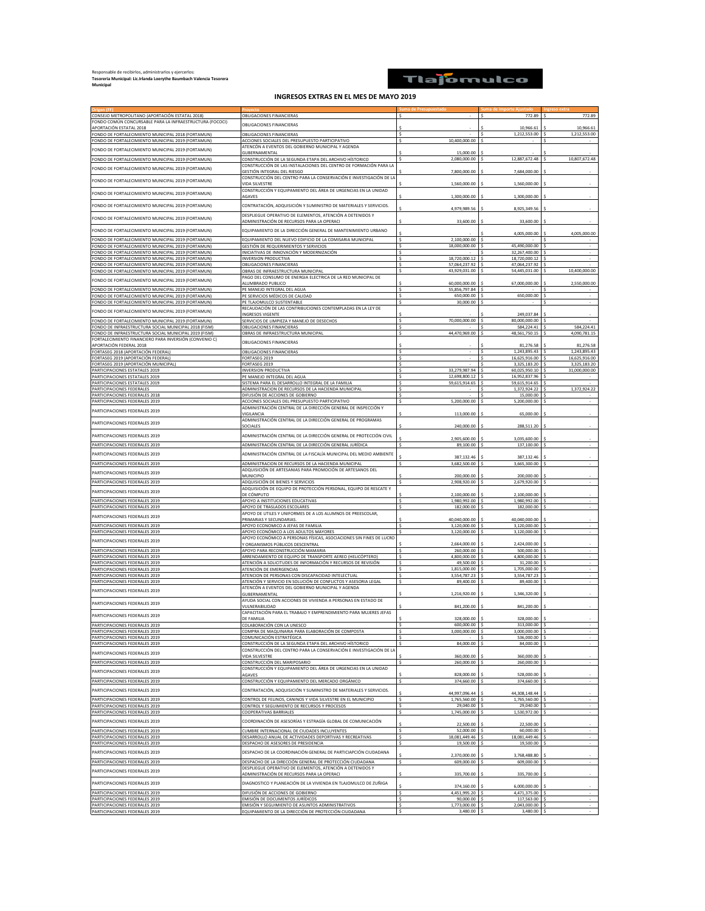Responsable de recibirlos, administrarlos y ejercerlos:
**Tesorería Municipal: Lic.Irlanda Loerythe Baumbach Valencia Tesorera Municipal**

Tlajomulco

## INGRESOS EXTRAS EN EL MES DE MAYO 2019

| Origen (FF) | Proyecto | Suma de Presupuestado | Suma de Importe Ajustado | Ingreso extra |
|---|---|---|---|---|
| CONSEJO METROPOLITANO (APORTACIÓN ESTATAL 2018) | OBLIGACIONES FINANCIERAS | $ - | $ 772.89 | $ 772.89 |
| FONDO COMÚN CONCURSABLE PARA LA INFRAESTRUCTURA (FOCOCI) APORTACIÓN ESTATAL 2018 | OBLIGACIONES FINANCIERAS | $ - | $ 10,966.61 | $ 10,966.61 |
| FONDO DE FORTALECIMIENTO MUNICIPAL 2018 (FORTAMUN) | OBLIGACIONES FINANCIERAS | $ - | $ 1,212,553.00 | $ 1,212,553.00 |
| FONDO DE FORTALECIMIENTO MUNICIPAL 2019 (FORTAMUN) | ACCIONES SOCIALES DEL PRESUPUESTO PARTICIPATIVO | $ 10,400,000.00 | $ - | $ - |
| FONDO DE FORTALECIMIENTO MUNICIPAL 2019 (FORTAMUN) | ATENCIÓN A EVENTOS DEL GOBIERNO MUNICIPAL Y AGENDA GUBERNAMENTAL | $ 15,000.00 | $ - | $ - |
| FONDO DE FORTALECIMIENTO MUNICIPAL 2019 (FORTAMUN) | CONSTRUCCIÓN DE LA SEGUNDA ETAPA DEL ARCHIVO HÍSTORICO | $ 2,080,000.00 | $ 12,887,672.48 | $ 10,807,672.48 |
| FONDO DE FORTALECIMIENTO MUNICIPAL 2019 (FORTAMUN) | CONSTRUCCIÓN DE LAS INSTALACIONES DEL CENTRO DE FORMACIÓN PARA LA GESTIÓN INTEGRAL DEL RIESGO | $ 7,800,000.00 | $ 7,684,000.00 | $ - |
| FONDO DE FORTALECIMIENTO MUNICIPAL 2019 (FORTAMUN) | CONSTRUCCIÓN DEL CENTRO PARA LA CONSERVACIÓN E INVESTIGACIÓN DE LA VIDA SILVESTRE | $ 1,560,000.00 | $ 1,560,000.00 | $ - |
| FONDO DE FORTALECIMIENTO MUNICIPAL 2019 (FORTAMUN) | CONSTRUCCIÓN Y EQUIPAMIENTO DEL ÁREA DE URGENCIAS EN LA UNIDAD AGAVES | $ 1,300,000.00 | $ 1,300,000.00 | $ - |
| FONDO DE FORTALECIMIENTO MUNICIPAL 2019 (FORTAMUN) | CONTRATACIÓN, ADQUISICIÓN Y SUMINISTRO DE MATERIALES Y SERVICIOS. | $ 4,979,989.56 | $ 8,925,349.56 | $ - |
| FONDO DE FORTALECIMIENTO MUNICIPAL 2019 (FORTAMUN) | DESPLIEGUE OPERATIVO DE ELEMENTOS, ATENCIÓN A DETENIDOS Y ADMINISTRACIÓN DE RECURSOS PARA LA OPERACI | $ 33,600.00 | $ 33,600.00 | $ - |
| FONDO DE FORTALECIMIENTO MUNICIPAL 2019 (FORTAMUN) | EQUIPAMIENTO DE LA DIRECCIÓN GENERAL DE MANTENIMIENTO URBANO | $ - | $ 4,005,000.00 | $ 4,005,000.00 |
| FONDO DE FORTALECIMIENTO MUNICIPAL 2019 (FORTAMUN) | EQUIPAMIENTO DEL NUEVO EDIFICIO DE LA COMISARIA MUNICIPAL | $ 2,100,000.00 | $ - | $ - |
| FONDO DE FORTALECIMIENTO MUNICIPAL 2019 (FORTAMUN) | GESTIÓN DE REQUERIMIENTOS Y SERVICIOS | $ 18,000,000.00 | $ 45,490,000.00 | $ - |
| FONDO DE FORTALECIMIENTO MUNICIPAL 2019 (FORTAMUN) | INICIATIVAS DE INNOVACIÓN Y MODERNIZACIÓN | $ - | $ 32,267,400.00 | $ - |
| FONDO DE FORTALECIMIENTO MUNICIPAL 2019 (FORTAMUN) | INVERSION PRODUCTIVA | $ 18,720,000.12 | $ 18,720,000.12 | $ - |
| FONDO DE FORTALECIMIENTO MUNICIPAL 2019 (FORTAMUN) | OBLIGACIONES FINANCIERAS | $ 57,064,237.92 | $ 47,064,237.92 | $ - |
| FONDO DE FORTALECIMIENTO MUNICIPAL 2019 (FORTAMUN) | OBRAS DE INFRAESTRUCTURA MUNICIPAL | $ 43,929,031.00 | $ 54,445,031.00 | $ 10,400,000.00 |
| FONDO DE FORTALECIMIENTO MUNICIPAL 2019 (FORTAMUN) | PAGO DEL CONSUMO DE ENERGIA ELECTRICA DE LA RED MUNICIPAL DE ALUMBRADO PUBLICO | $ 60,000,000.00 | $ 67,000,000.00 | $ 2,550,000.00 |
| FONDO DE FORTALECIMIENTO MUNICIPAL 2019 (FORTAMUN) | PE MANEJO INTEGRAL DEL AGUA | $ 55,856,797.84 | $ - | $ - |
| FONDO DE FORTALECIMIENTO MUNICIPAL 2019 (FORTAMUN) | PE SERVICIOS MÉDICOS DE CALIDAD | $ 650,000.00 | $ 650,000.00 | $ - |
| FONDO DE FORTALECIMIENTO MUNICIPAL 2019 (FORTAMUN) | PE TLAJOMULCO SUSTENTABLE | $ 30,000.00 | $ - | $ - |
| FONDO DE FORTALECIMIENTO MUNICIPAL 2019 (FORTAMUN) | RECAUDACIÓN DE LAS CONTRIBUCIONES CONTEMPLADAS EN LA LEY DE INGRESOS VIGENTE | $ - | $ 249,037.84 | $ - |
| FONDO DE FORTALECIMIENTO MUNICIPAL 2019 (FORTAMUN) | SERVICIOS DE LIMPIEZA Y MANEJO DE DESECHOS | $ 70,000,000.00 | $ 80,000,000.00 | $ - |
| FONDO DE INFRAESTRUCTURA SOCIAL MUNICIPAL 2018 (FISM) | OBLIGACIONES FINANCIERAS | $ - | $ 584,224.41 | $ 584,224.41 |
| FONDO DE INFRAESTRUCTURA SOCIAL MUNICIPAL 2019 (FISM) | OBRAS DE INFRAESTRUCTURA MUNICIPAL | $ 44,470,969.00 | $ 48,561,750.15 | $ 4,090,781.15 |
| FORTALECIMIENTO FINANCIERO PARA INVERSIÓN (CONVENIO C) APORTACIÓN FEDERAL 2018 | OBLIGACIONES FINANCIERAS | $ - | $ 81,276.58 | $ 81,276.58 |
| FORTASEG 2018 (APORTACIÓN FEDERAL) | OBLIGACIONES FINANCIERAS | $ - | $ 1,243,895.43 | $ 1,243,895.43 |
| FORTASEG 2019 (APORTACIÓN FEDERAL) | FORTASEG 2019 | $ - | $ 16,625,916.00 | $ 16,625,916.00 |
| FORTASEG 2019 (APORTACIÓN MUNICIPAL) | FORTASEG 2019 | $ - | $ 3,325,183.20 | $ 3,325,183.20 |
| PARTICIPACIONES ESTATALES 2019 | INVERSION PRODUCTIVA | $ 33,279,987.94 | $ 60,025,950.10 | $ 31,000,000.00 |
| PARTICIPACIONES ESTATALES 2019 | PE MANEJO INTEGRAL DEL AGUA | $ 12,698,800.12 | $ 16,952,837.96 | $ - |
| PARTICIPACIONES ESTATALES 2019 | SISTEMA PARA EL DESARROLLO INTEGRAL DE LA FAMILIA | $ 59,615,914.65 | $ 59,615,914.65 | $ - |
| PARTICIPACIONES FEDERALES | ADMINISTRACION DE RECURSOS DE LA HACIENDA MUNICIPAL | $ - | $ 1,372,924.22 | $ 1,372,924.22 |
| PARTICIPACIONES FEDERALES 2018 | DIFUSIÓN DE ACCIONES DE GOBIERNO | $ - | $ 15,000.00 | $ - |
| PARTICIPACIONES FEDERALES 2019 | ACCIONES SOCIALES DEL PRESUPUESTO PARTICIPATIVO | $ 5,200,000.00 | $ 5,200,000.00 | $ - |
| PARTICIPACIONES FEDERALES 2019 | ADMINISTRACIÓN CENTRAL DE LA DIRECCIÓN GENERAL DE INSPECCIÓN Y VIGILANCIA | $ 113,000.00 | $ 65,000.00 | $ - |
| PARTICIPACIONES FEDERALES 2019 | ADMINISTRACIÓN CENTRAL DE LA DIRECCIÓN GENERAL DE PROGRAMAS SOCIALES | $ 240,000.00 | $ 288,511.20 | $ - |
| PARTICIPACIONES FEDERALES 2019 | ADMINISTRACIÓN CENTRAL DE LA DIRECCIÓN GENERAL DE PROTECCIÓN CIVIL | $ 2,905,600.00 | $ 3,035,600.00 | $ - |
| PARTICIPACIONES FEDERALES 2019 | ADMINISTRACIÓN CENTRAL DE LA DIRECCIÓN GENERAL JURÍDICA | $ 89,100.00 | $ 137,100.00 | $ - |
| PARTICIPACIONES FEDERALES 2019 | ADMINISTRACIÓN CENTRAL DE LA FISCALÍA MUNICIPAL DEL MEDIO AMBIENTE | $ 387,132.46 | $ 387,132.46 | $ - |
| PARTICIPACIONES FEDERALES 2019 | ADMINISTRACION DE RECURSOS DE LA HACIENDA MUNICIPAL | $ 3,682,500.00 | $ 3,665,300.00 | $ - |
| PARTICIPACIONES FEDERALES 2019 | ADQUISICIÓN DE ARTESANIAS PARA PROMOCIÓN DE ARTESANOS DEL MUNICIPIO | $ 200,000.00 | $ 200,000.00 | $ - |
| PARTICIPACIONES FEDERALES 2019 | ADQUISICIÓN DE BIENES Y SERVICIOS | $ 2,908,920.00 | $ 2,679,920.00 | $ - |
| PARTICIPACIONES FEDERALES 2019 | ADQUISICIÓN DE EQUIPO DE PROTECCIÓN PERSONAL, EQUIPO DE RESCATE Y DE CÓMPUTO | $ 2,100,000.00 | $ 2,100,000.00 | $ - |
| PARTICIPACIONES FEDERALES 2019 | APOYO A INSTITUCIONES EDUCATIVAS | $ 1,980,992.00 | $ 1,980,992.00 | $ - |
| PARTICIPACIONES FEDERALES 2019 | APOYO DE TRASLADOS ESCOLARES | $ 182,000.00 | $ 182,000.00 | $ - |
| PARTICIPACIONES FEDERALES 2019 | APOYO DE UTILES Y UNIFORMES DE A LOS ALUMNOS DE PREESCOLAR, PRIMARIAS Y SECUNDARIAS. | $ 40,040,000.00 | $ 40,040,000.00 | $ - |
| PARTICIPACIONES FEDERALES 2019 | APOYO ECONOMICO A JEFAS DE FAMILIA | $ 3,120,000.00 | $ 3,120,000.00 | $ - |
| PARTICIPACIONES FEDERALES 2019 | APOYO ECONÓMICO A LOS ADULTOS MAYORES | $ 3,120,000.00 | $ 3,120,000.00 | $ - |
| PARTICIPACIONES FEDERALES 2019 | APOYO ECONÓMICO A PERSONAS FÍSICAS, ASOCIACIONES SIN FINES DE LUCRO Y ORGANISMOS PÚBLICOS DESCENTRAL | $ 2,664,000.00 | $ 2,424,000.00 | $ - |
| PARTICIPACIONES FEDERALES 2019 | APOYO PARA RECONSTRUCCIÓN MAMARIA | $ 260,000.00 | $ 500,000.00 | $ - |
| PARTICIPACIONES FEDERALES 2019 | ARRENDAMIENTO DE EQUIPO DE TRANSPORTE AEREO (HELICÓPTERO) | $ 4,800,000.00 | $ 4,800,000.00 | $ - |
| PARTICIPACIONES FEDERALES 2019 | ATENCIÓN A SOLICITUDES DE INFORMACIÓN Y RECURSOS DE REVISIÓN | $ 49,500.00 | $ 31,200.00 | $ - |
| PARTICIPACIONES FEDERALES 2019 | ATENCIÓN DE EMERGENCIAS | $ 1,815,000.00 | $ 1,705,000.00 | $ - |
| PARTICIPACIONES FEDERALES 2019 | ATENCION DE PERSONAS CON DISCAPACIDAD INTELECTUAL | $ 3,554,787.23 | $ 3,554,787.23 | $ - |
| PARTICIPACIONES FEDERALES 2019 | ATENCIÓN Y SERVICIO EN SOLUCIÓN DE CONFLICTOS Y ASESORIA LEGAL | $ 89,400.00 | $ 89,400.00 | $ - |
| PARTICIPACIONES FEDERALES 2019 | ATENCIÓN A EVENTOS DEL GOBIERNO MUNICIPAL Y AGENDA GUBERNAMENTAL | $ 1,216,920.00 | $ 1,346,320.00 | $ - |
| PARTICIPACIONES FEDERALES 2019 | AYUDA SOCIAL CON ACCIONES DE VIVIENDA A PERSONAS EN ESTADO DE VULNERABILIDAD | $ 841,200.00 | $ 841,200.00 | $ - |
| PARTICIPACIONES FEDERALES 2019 | CAPACITACIÓN PARA EL TRABAJO Y EMPRENDIMIENTO PARA MUJERES JEFAS DE FAMILIA | $ 328,000.00 | $ 328,000.00 | $ - |
| PARTICIPACIONES FEDERALES 2019 | COLABORACIÓN CON LA UNESCO | $ 600,000.00 | $ 313,000.00 | $ - |
| PARTICIPACIONES FEDERALES 2019 | COMPRA DE MAQUINARIA PARA ELABORACIÓN DE COMPOSTA | $ 3,000,000.00 | $ 3,000,000.00 | $ - |
| PARTICIPACIONES FEDERALES 2019 | COMUNICACIÓN ESTRATÉGICA | $ - | $ 536,000.00 | $ - |
| PARTICIPACIONES FEDERALES 2019 | CONSTRUCCIÓN DE LA SEGUNDA ETAPA DEL ARCHIVO HÍSTORICO | $ 84,000.00 | $ 84,000.00 | $ - |
| PARTICIPACIONES FEDERALES 2019 | CONSTRUCCIÓN DEL CENTRO PARA LA CONSERVACIÓN E INVESTIGACIÓN DE LA VIDA SILVESTRE | $ 360,000.00 | $ 360,000.00 | $ - |
| PARTICIPACIONES FEDERALES 2019 | CONSTRUCCIÓN DEL MARIPOSARIO | $ 260,000.00 | $ 260,000.00 | $ - |
| PARTICIPACIONES FEDERALES 2019 | CONSTRUCCIÓN Y EQUIPAMIENTO DEL ÁREA DE URGENCIAS EN LA UNIDAD AGAVES | $ 828,000.00 | $ 528,000.00 | $ - |
| PARTICIPACIONES FEDERALES 2019 | CONSTRUCCIÓN Y EQUIPAMIENTO DEL MERCADO ORGÁNICO | $ 374,660.00 | $ 374,660.00 | $ - |
| PARTICIPACIONES FEDERALES 2019 | CONTRATACIÓN, ADQUISICIÓN Y SUMINISTRO DE MATERIALES Y SERVICIOS. | $ 44,997,096.44 | $ 44,308,148.44 | $ - |
| PARTICIPACIONES FEDERALES 2019 | CONTROL DE FELINOS, CANINOS Y VIDA SILVESTRE EN EL MUNICIPIO | $ 1,765,560.00 | $ 1,765,560.00 | $ - |
| PARTICIPACIONES FEDERALES 2019 | CONTROL Y SEGUIMIENTO DE RECURSOS Y PROCESOS | $ 29,040.00 | $ 29,040.00 | $ - |
| PARTICIPACIONES FEDERALES 2019 | COOPERATIVAS BARRIALES | $ 1,745,000.00 | $ 1,530,972.00 | $ - |
| PARTICIPACIONES FEDERALES 2019 | COORDINACIÓN DE ASESORÍAS Y ESTRAGÍA GLOBAL DE COMUNICACIÓN | $ 22,500.00 | $ 22,500.00 | $ - |
| PARTICIPACIONES FEDERALES 2019 | CUMBRE INTERNACIONAL DE CIUDADES INCLUYENTES | $ 52,000.00 | $ 60,000.00 | $ - |
| PARTICIPACIONES FEDERALES 2019 | DESARROLLO ANUAL DE ACTIVIDADES DEPORTIVAS Y RECREATIVAS | $ 18,081,449.46 | $ 18,081,449.46 | $ - |
| PARTICIPACIONES FEDERALES 2019 | DESPACHO DE ASESORES DE PRESIDENCIA | $ 19,500.00 | $ 19,500.00 | $ - |
| PARTICIPACIONES FEDERALES 2019 | DESPACHO DE LA COORDINACIÓN GENERAL DE PARTICIAPCIÓN CIUDADANA | $ 2,370,000.00 | $ 3,768,488.80 | $ - |
| PARTICIPACIONES FEDERALES 2019 | DESPACHO DE LA DIRECCIÓN GENERAL DE PROTECCIÓN CIUDADANA | $ 609,000.00 | $ 609,000.00 | $ - |
| PARTICIPACIONES FEDERALES 2019 | DESPLIEGUE OPERATIVO DE ELEMENTOS, ATENCIÓN A DETENIDOS Y ADMINISTRACIÓN DE RECURSOS PARA LA OPERACI | $ 335,700.00 | $ 335,700.00 | $ - |
| PARTICIPACIONES FEDERALES 2019 | DIAGNOSTICO Y PLANEACIÓN DE LA VIVIENDA EN TLAJOMULCO DE ZUÑIGA | $ 374,160.00 | $ 6,000,000.00 | $ - |
| PARTICIPACIONES FEDERALES 2019 | DIFUSIÓN DE ACCIONES DE GOBIERNO | $ 4,451,995.20 | $ 4,471,375.00 | $ - |
| PARTICIPACIONES FEDERALES 2019 | EMISIÓN DE DOCUMENTOS JURÍDICOS | $ 90,000.00 | $ 117,563.00 | $ - |
| PARTICIPACIONES FEDERALES 2019 | EMISIÓN Y SEGUIMIENTO DE ASUNTOS ADMINISTRATIVOS | $ 1,773,000.00 | $ 2,043,000.00 | $ - |
| PARTICIPACIONES FEDERALES 2019 | EQUIPAMIENTO DE LA DIRECCIÓN DE PROTECCIÓN CIUDADANA | $ 3,480.00 | $ 3,480.00 | $ - |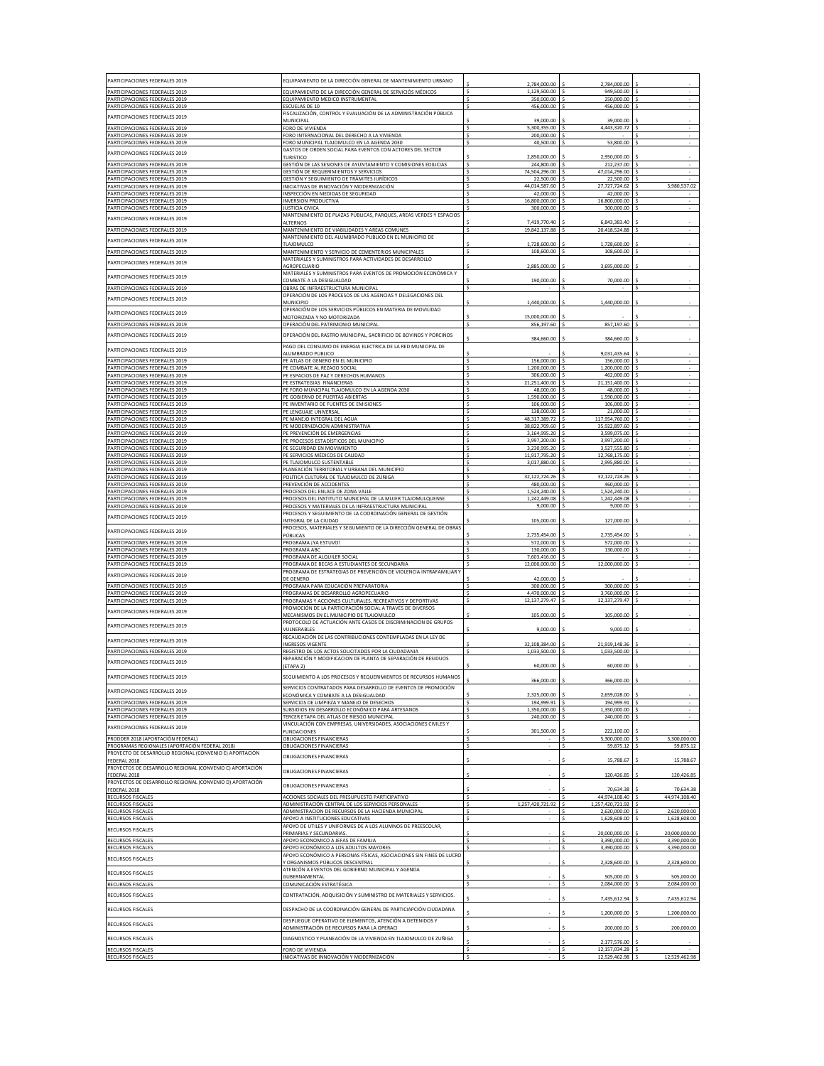| | | | | |
|---|---|---|---|---|
| PARTICIPACIONES FEDERALES 2019 | EQUIPAMIENTO DE LA DIRECCIÓN GENERAL DE MANTENIMIENTO URBANO | $ 2,784,000.00 | $ 2,784,000.00 | $ - |
| PARTICIPACIONES FEDERALES 2019 | EQUIPAMIENTO DE LA DIRECCIÓN GENERAL DE SERVICIOS MÉDICOS | $ 1,129,500.00 | $ 949,500.00 | $ - |
| PARTICIPACIONES FEDERALES 2019 | EQUIPAMIENTO MEDICO INSTRUMENTAL | $ 350,000.00 | $ 250,000.00 | $ - |
| PARTICIPACIONES FEDERALES 2019 | ESCUELAS DE 10 | $ 456,000.00 | $ 456,000.00 | $ - |
| PARTICIPACIONES FEDERALES 2019 | FISCALIZACIÓN, CONTROL Y EVALUACIÓN DE LA ADMINISTRACIÓN PÚBLICA MUNICIPAL | $ 39,000.00 | $ 39,000.00 | $ - |
| PARTICIPACIONES FEDERALES 2019 | FORO DE VIVIENDA | $ 5,300,355.00 | $ 4,443,320.72 | $ - |
| PARTICIPACIONES FEDERALES 2019 | FORO INTERNACIONAL DEL DERECHO A LA VIVIENDA | $ 200,000.00 | $ - | $ - |
| PARTICIPACIONES FEDERALES 2019 | FORO MUNICIPAL TLAJOMULCO EN LA AGENDA 2030 | $ 40,500.00 | $ 53,800.00 | $ - |
| PARTICIPACIONES FEDERALES 2019 | GASTOS DE ORDEN SOCIAL PARA EVENTOS CON ACTORES DEL SECTOR TURISTICO | $ 2,850,000.00 | $ 2,950,000.00 | $ - |
| PARTICIPACIONES FEDERALES 2019 | GESTIÓN DE LAS SESIONES DE AYUNTAMIENTO Y COMISIONES EDILICIAS | $ 244,800.00 | $ 212,237.00 | $ - |
| PARTICIPACIONES FEDERALES 2019 | GESTIÓN DE REQUERIMIENTOS Y SERVICIOS | $ 74,504,296.00 | $ 47,014,296.00 | $ - |
| PARTICIPACIONES FEDERALES 2019 | GESTIÓN Y SEGUIMIENTO DE TRÁMITES JURÍDICOS | $ 22,500.00 | $ 22,500.00 | $ - |
| PARTICIPACIONES FEDERALES 2019 | INICIATIVAS DE INNOVACIÓN Y MODERNIZACIÓN | $ 44,014,587.60 | $ 27,727,724.62 | $ 5,980,537.02 |
| PARTICIPACIONES FEDERALES 2019 | INSPECCIÓN EN MEDIDAS DE SEGURIDAD | $ 42,000.00 | $ 42,000.00 | $ - |
| PARTICIPACIONES FEDERALES 2019 | INVERSION PRODUCTIVA | $ 16,800,000.00 | $ 16,800,000.00 | $ - |
| PARTICIPACIONES FEDERALES 2019 | JUSTICIA CIVICA | $ 300,000.00 | $ 300,000.00 | $ - |
| PARTICIPACIONES FEDERALES 2019 | MANTENIMIENTO DE PLAZAS PÚBLICAS, PARQUES, AREAS VERDES Y ESPACIOS ALTERNOS | $ 7,419,770.40 | $ 6,843,383.40 | $ - |
| PARTICIPACIONES FEDERALES 2019 | MANTENIMIENTO DE VIABILIDADES Y AREAS COMUNES | $ 19,842,137.88 | $ 20,418,524.88 | $ - |
| PARTICIPACIONES FEDERALES 2019 | MANTENIMIENTO DEL ALUMBRADO PUBLICO EN EL MUNICIPIO DE TLAJOMULCO | $ 1,728,600.00 | $ 1,728,600.00 | $ - |
| PARTICIPACIONES FEDERALES 2019 | MANTENIMIENTO Y SERVICIO DE CEMENTERIOS MUNICIPALES | $ 108,600.00 | $ 108,600.00 | $ - |
| PARTICIPACIONES FEDERALES 2019 | MATERIALES Y SUMINISTROS PARA ACTIVIDADES DE DESARROLLO AGROPECUARIO | $ 2,885,000.00 | $ 3,695,000.00 | $ - |
| PARTICIPACIONES FEDERALES 2019 | MATERIALES Y SUMINISTROS PARA EVENTOS DE PROMOCIÓN ECONÓMICA Y COMBATE A LA DESIGUALDAD | $ 190,000.00 | $ 70,000.00 | $ - |
| PARTICIPACIONES FEDERALES 2019 | OBRAS DE INFRAESTRUCTURA MUNICIPAL | $ - | $ - | $ - |
| PARTICIPACIONES FEDERALES 2019 | OPERACIÓN DE LOS PROCESOS DE LAS AGENCIAS Y DELEGACIONES DEL MUNICIPIO | $ 1,440,000.00 | $ 1,440,000.00 | $ - |
| PARTICIPACIONES FEDERALES 2019 | OPERACIÓN DE LOS SERVICIOS PÚBLICOS EN MATERIA DE MOVILIDAD MOTORIZADA Y NO MOTORIZADA | $ 15,000,000.00 | $ - | $ - |
| PARTICIPACIONES FEDERALES 2019 | OPERACIÓN DEL PATRIMONIO MUNICIPAL | $ 856,197.60 | $ 857,197.60 | $ - |
| PARTICIPACIONES FEDERALES 2019 | OPERACIÓN DEL RASTRO MUNICIPAL, SACRIFICIO DE BOVINOS Y PORCINOS | $ 384,660.00 | $ 384,660.00 | $ - |
| PARTICIPACIONES FEDERALES 2019 | PAGO DEL CONSUMO DE ENERGIA ELECTRICA DE LA RED MUNICIPAL DE ALUMBRADO PUBLICO | $ - | $ 9,031,435.64 | $ - |
| PARTICIPACIONES FEDERALES 2019 | PE ATLAS DE GENERO EN EL MUNICIPIO | $ 156,000.00 | $ 156,000.00 | $ - |
| PARTICIPACIONES FEDERALES 2019 | PE COMBATE AL REZAGO SOCIAL | $ 1,200,000.00 | $ 1,200,000.00 | $ - |
| PARTICIPACIONES FEDERALES 2019 | PE ESPACIOS DE PAZ Y DERECHOS HUMANOS | $ 306,000.00 | $ 462,000.00 | $ - |
| PARTICIPACIONES FEDERALES 2019 | PE ESTRATEGIAS FINANCIERAS | $ 21,251,400.00 | $ 21,151,400.00 | $ - |
| PARTICIPACIONES FEDERALES 2019 | PE FORO MUNICIPAL TLAJOMULCO EN LA AGENDA 2030 | $ 48,000.00 | $ 48,000.00 | $ - |
| PARTICIPACIONES FEDERALES 2019 | PE GOBIERNO DE PUERTAS ABIERTAS | $ 1,590,000.00 | $ 1,590,000.00 | $ - |
| PARTICIPACIONES FEDERALES 2019 | PE INVENTARIO DE FUENTES DE EMISIONES | $ 106,000.00 | $ 106,000.00 | $ - |
| PARTICIPACIONES FEDERALES 2019 | PE LENGUAJE UNIVERSAL | $ 138,000.00 | $ 21,000.00 | $ - |
| PARTICIPACIONES FEDERALES 2019 | PE MANEJO INTEGRAL DEL AGUA | $ 48,317,389.72 | $ 117,954,760.00 | $ - |
| PARTICIPACIONES FEDERALES 2019 | PE MODERNIZACIÓN ADMINISTRATIVA | $ 38,822,709.60 | $ 35,922,897.60 | $ - |
| PARTICIPACIONES FEDERALES 2019 | PE PREVENCIÓN DE EMERGENCIAS | $ 3,164,995.20 | $ 3,599,075.00 | $ - |
| PARTICIPACIONES FEDERALES 2019 | PE PROCESOS ESTADÍSTICOS DEL MUNICIPIO | $ 3,997,200.00 | $ 3,997,200.00 | $ - |
| PARTICIPACIONES FEDERALES 2019 | PE SEGURIDAD EN MOVIMIENTO | $ 3,230,995.20 | $ 3,527,555.80 | $ - |
| PARTICIPACIONES FEDERALES 2019 | PE SERVICIOS MÉDICOS DE CALIDAD | $ 11,917,795.20 | $ 12,768,175.00 | $ - |
| PARTICIPACIONES FEDERALES 2019 | PE TLAJOMULCO SUSTENTABLE | $ 3,017,880.00 | $ 2,995,880.00 | $ - |
| PARTICIPACIONES FEDERALES 2019 | PLANEACIÓN TERRITORIAL Y URBANA DEL MUNICIPIO | $ - | $ - | $ - |
| PARTICIPACIONES FEDERALES 2019 | POLÍTICA CULTURAL DE TLAJOMULCO DE ZÚÑIGA | $ 32,122,724.26 | $ 32,122,724.26 | $ - |
| PARTICIPACIONES FEDERALES 2019 | PREVENCIÓN DE ACCIDENTES | $ 480,000.00 | $ 460,000.00 | $ - |
| PARTICIPACIONES FEDERALES 2019 | PROCESOS DEL ENLACE DE ZONA VALLE | $ 1,524,240.00 | $ 1,524,240.00 | $ - |
| PARTICIPACIONES FEDERALES 2019 | PROCESOS DEL INSTITUTO MUNICIPAL DE LA MUJER TLAJOMULQUENSE | $ 1,242,449.08 | $ 1,242,449.08 | $ - |
| PARTICIPACIONES FEDERALES 2019 | PROCESOS Y MATERIALES DE LA INFRAESTRUCTURA MUNICIPAL | $ 9,000.00 | $ 9,000.00 | $ - |
| PARTICIPACIONES FEDERALES 2019 | PROCESOS Y SEGUIMIENTO DE LA COORDINACIÓN GENERAL DE GESTIÓN INTEGRAL DE LA CIUDAD | $ 105,000.00 | $ 127,000.00 | $ - |
| PARTICIPACIONES FEDERALES 2019 | PROCESOS, MATERIALES Y SEGUIMIENTO DE LA DIRECCIÓN GENERAL DE OBRAS PÚBLICAS | $ 2,735,454.00 | $ 2,735,454.00 | $ - |
| PARTICIPACIONES FEDERALES 2019 | PROGRAMA ¡YA ESTUVO! | $ 572,000.00 | $ 572,000.00 | $ - |
| PARTICIPACIONES FEDERALES 2019 | PROGRAMA ABC | $ 130,000.00 | $ 130,000.00 | $ - |
| PARTICIPACIONES FEDERALES 2019 | PROGRAMA DE ALQUILER SOCIAL | $ 7,603,416.00 | $ - | $ - |
| PARTICIPACIONES FEDERALES 2019 | PROGRAMA DE BECAS A ESTUDIANTES DE SECUNDARIA | $ 12,000,000.00 | $ 12,000,000.00 | $ - |
| PARTICIPACIONES FEDERALES 2019 | PROGRAMA DE ESTRATEGIAS DE PREVENCIÓN DE VIOLENCIA INTRAFAMILIAR Y DE GENERO | $ 42,000.00 | $ - | $ - |
| PARTICIPACIONES FEDERALES 2019 | PROGRAMA PARA EDUCACIÓN PREPARATORIA | $ 300,000.00 | $ 300,000.00 | $ - |
| PARTICIPACIONES FEDERALES 2019 | PROGRAMAS DE DESARROLLO AGROPECUARIO | $ 4,470,000.00 | $ 3,760,000.00 | $ - |
| PARTICIPACIONES FEDERALES 2019 | PROGRAMAS Y ACCIONES CULTURALES, RECREATIVOS Y DEPORTIVAS | $ 12,137,279.47 | $ 12,137,279.47 | $ - |
| PARTICIPACIONES FEDERALES 2019 | PROMOCIÓN DE LA PARTICIPACIÓN SOCIAL A TRAVÉS DE DIVERSOS MECANISMOS EN EL MUNICIPIO DE TLAJOMULCO | $ 105,000.00 | $ 105,000.00 | $ - |
| PARTICIPACIONES FEDERALES 2019 | PROTOCOLO DE ACTUACIÓN ANTE CASOS DE DISCRIMINACIÓN DE GRUPOS VULNERABLES | $ 9,000.00 | $ 9,000.00 | $ - |
| PARTICIPACIONES FEDERALES 2019 | RECAUDACIÓN DE LAS CONTRIBUCIONES CONTEMPLADAS EN LA LEY DE INGRESOS VIGENTE | $ 32,108,384.00 | $ 21,919,148.36 | $ - |
| PARTICIPACIONES FEDERALES 2019 | REGISTRO DE LOS ACTOS SOLICITADOS POR LA CIUDADANIA | $ 1,033,500.00 | $ 1,033,500.00 | $ - |
| PARTICIPACIONES FEDERALES 2019 | REPARACIÓN Y MODIFICACION DE PLANTA DE SEPARACIÓN DE RESIDUOS (ETAPA 2) | $ 60,000.00 | $ 60,000.00 | $ - |
| PARTICIPACIONES FEDERALES 2019 | SEGUIMIENTO A LOS PROCESOS Y REQUERIMIENTOS DE RECURSOS HUMANOS | $ 366,000.00 | $ 366,000.00 | $ - |
| PARTICIPACIONES FEDERALES 2019 | SERVICIOS CONTRATADOS PARA DESARROLLO DE EVENTOS DE PROMOCIÓN ECONÓMICA Y COMBATE A LA DESIGUALDAD | $ 2,325,000.00 | $ 2,659,028.00 | $ - |
| PARTICIPACIONES FEDERALES 2019 | SERVICIOS DE LIMPIEZA Y MANEJO DE DESECHOS | $ 194,999.91 | $ 194,999.91 | $ - |
| PARTICIPACIONES FEDERALES 2019 | SUBSIDIOS EN DESARROLLO ECONÓMICO PARA ARTESANOS | $ 1,350,000.00 | $ 1,350,000.00 | $ - |
| PARTICIPACIONES FEDERALES 2019 | TERCER ETAPA DEL ATLAS DE RIESGO MUNICIPAL | $ 240,000.00 | $ 240,000.00 | $ - |
| PARTICIPACIONES FEDERALES 2019 | VINCULACIÓN CON EMPRESAS, UNIVERSIDADES, ASOCIACIONES CIVILES Y FUNDACIONES | $ 301,500.00 | $ 222,100.00 | $ - |
| PRODDER 2018 (APORTACIÓN FEDERAL) | OBLIGACIONES FINANCIERAS | $ - | $ 5,300,000.00 | $ 5,300,000.00 |
| PROGRAMAS REGIONALES (APORTACIÓN FEDERAL 2018) | OBLIGACIONES FINANCIERAS | $ - | $ 59,875.12 | $ 59,875.12 |
| PROYECTO DE DESARROLLO REGIONAL (CONVENIO E) APORTACIÓN FEDERAL 2018 | OBLIGACIONES FINANCIERAS | $ - | $ 15,788.67 | $ 15,788.67 |
| PROYECTOS DE DESARROLLO REGIONAL (CONVENIO C) APORTACIÓN FEDERAL 2018 | OBLIGACIONES FINANCIERAS | $ - | $ 120,426.85 | $ 120,426.85 |
| PROYECTOS DE DESARROLLO REGIONAL (CONVENIO D) APORTACIÓN FEDERAL 2018 | OBLIGACIONES FINANCIERAS | $ - | $ 70,634.38 | $ 70,634.38 |
| RECURSOS FISCALES | ACCIONES SOCIALES DEL PRESUPUESTO PARTICIPATIVO | $ - | $ 44,974,108.40 | $ 44,974,108.40 |
| RECURSOS FISCALES | ADMINISTRACIÓN CENTRAL DE LOS SERVICIOS PERSONALES | $ 1,257,420,721.92 | $ 1,257,420,721.92 | $ - |
| RECURSOS FISCALES | ADMINISTRACION DE RECURSOS DE LA HACIENDA MUNICIPAL | $ - | $ 2,620,000.00 | $ 2,620,000.00 |
| RECURSOS FISCALES | APOYO A INSTITUCIONES EDUCATIVAS | $ - | $ 1,628,608.00 | $ 1,628,608.00 |
| RECURSOS FISCALES | APOYO DE UTILES Y UNIFORMES DE A LOS ALUMNOS DE PREESCOLAR, PRIMARIAS Y SECUNDARIAS. | $ - | $ 20,000,000.00 | $ 20,000,000.00 |
| RECURSOS FISCALES | APOYO ECONOMICO A JEFAS DE FAMILIA | $ - | $ 3,390,000.00 | $ 3,390,000.00 |
| RECURSOS FISCALES | APOYO ECONÓMICO A LOS ADULTOS MAYORES | $ - | $ 3,390,000.00 | $ 3,390,000.00 |
| RECURSOS FISCALES | APOYO ECONÓMICO A PERSONAS FÍSICAS, ASOCIACIONES SIN FINES DE LUCRO Y ORGANISMOS PÚBLICOS DESCENTRAL | $ - | $ 2,328,600.00 | $ 2,328,600.00 |
| RECURSOS FISCALES | ATENCIÓN A EVENTOS DEL GOBIERNO MUNICIPAL Y AGENDA GUBERNAMENTAL | $ - | $ 505,000.00 | $ 505,000.00 |
| RECURSOS FISCALES | COMUNICACIÓN ESTRATÉGICA | $ - | $ 2,084,000.00 | $ 2,084,000.00 |
| RECURSOS FISCALES | CONTRATACIÓN, ADQUISICIÓN Y SUMINISTRO DE MATERIALES Y SERVICIOS. | $ - | $ 7,435,612.94 | $ 7,435,612.94 |
| RECURSOS FISCALES | DESPACHO DE LA COORDINACIÓN GENERAL DE PARTICIPACIÓN CIUDADANA | $ - | $ 1,200,000.00 | $ 1,200,000.00 |
| RECURSOS FISCALES | DESPLIEGUE OPERATIVO DE ELEMENTOS, ATENCIÓN A DETENIDOS Y ADMINISTRACIÓN DE RECURSOS PARA LA OPERACI | $ - | $ 200,000.00 | $ 200,000.00 |
| RECURSOS FISCALES | DIAGNOSTICO Y PLANEACIÓN DE LA VIVIENDA EN TLAJOMULCO DE ZUÑIGA | $ - | $ 2,177,576.00 | $ - |
| RECURSOS FISCALES | FORO DE VIVIENDA | $ - | $ 12,157,034.28 | $ - |
| RECURSOS FISCALES | INICIATIVAS DE INNOVACIÓN Y MODERNIZACIÓN | $ - | $ 12,529,462.98 | $ 12,529,462.98 |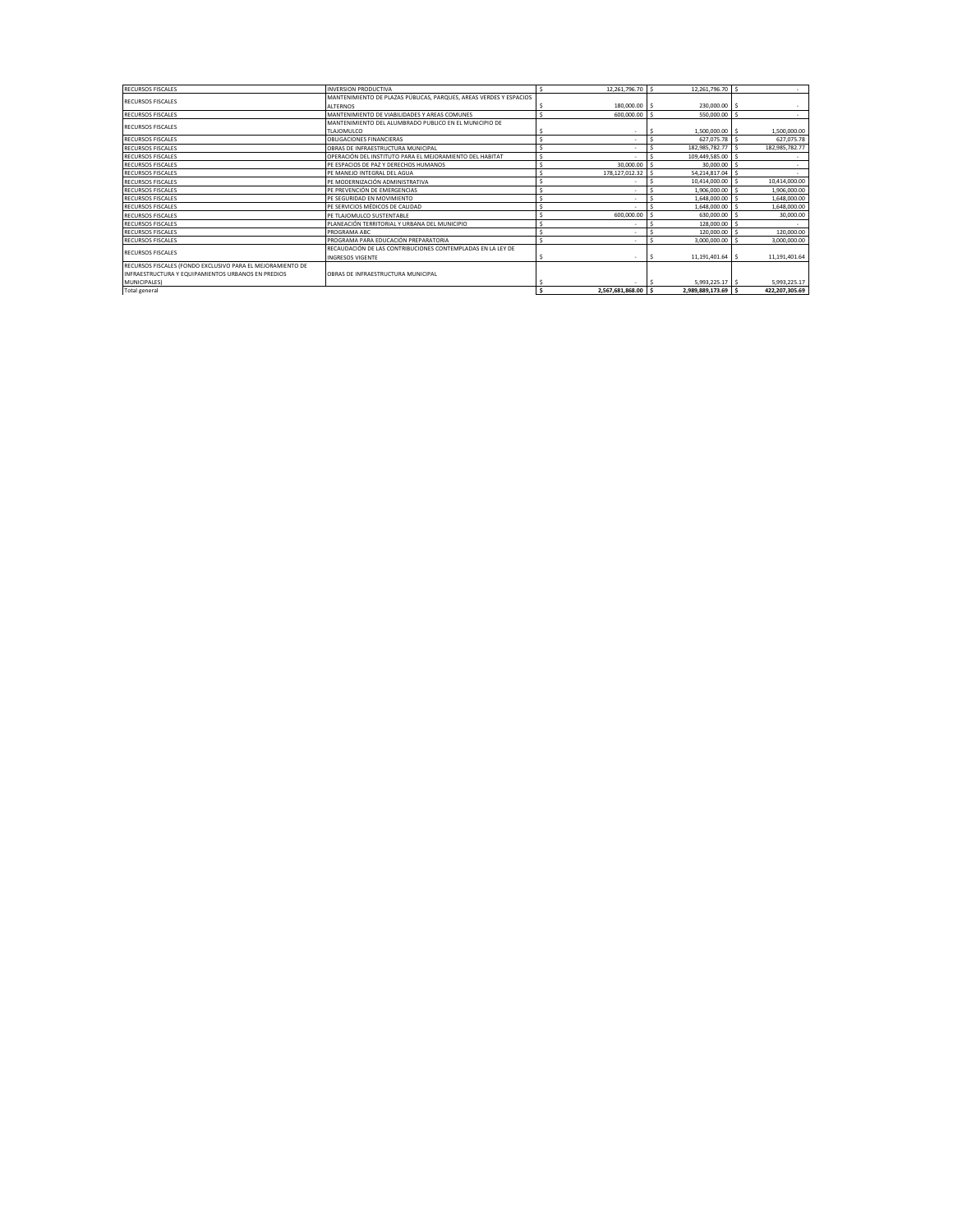| | | | | |
|---|---|---|---|---|
| RECURSOS FISCALES | INVERSION PRODUCTIVA | $ 12,261,796.70 | $ 12,261,796.70 | $ - |
| RECURSOS FISCALES | MANTENIMIENTO DE PLAZAS PÚBLICAS, PARQUES, AREAS VERDES Y ESPACIOS ALTERNOS | $ 180,000.00 | $ 230,000.00 | $ - |
| RECURSOS FISCALES | MANTENIMIENTO DE VIABILIDADES Y AREAS COMUNES | $ 600,000.00 | $ 550,000.00 | $ - |
| RECURSOS FISCALES | MANTENIMIENTO DEL ALUMBRADO PUBLICO EN EL MUNICIPIO DE TLAJOMULCO | $ - | $ 1,500,000.00 | $ 1,500,000.00 |
| RECURSOS FISCALES | OBLIGACIONES FINANCIERAS | $ - | $ 627,075.78 | $ 627,075.78 |
| RECURSOS FISCALES | OBRAS DE INFRAESTRUCTURA MUNICIPAL | $ - | $ 182,985,782.77 | $ 182,985,782.77 |
| RECURSOS FISCALES | OPERACIÓN DEL INSTITUTO PARA EL MEJORAMIENTO DEL HABITAT | $ - | $ 109,449,585.00 | $ - |
| RECURSOS FISCALES | PE ESPACIOS DE PAZ Y DERECHOS HUMANOS | $ 30,000.00 | $ 30,000.00 | $ - |
| RECURSOS FISCALES | PE MANEJO INTEGRAL DEL AGUA | $ 178,127,012.32 | $ 54,214,817.04 | $ - |
| RECURSOS FISCALES | PE MODERNIZACIÓN ADMINISTRATIVA | $ - | $ 10,414,000.00 | $ 10,414,000.00 |
| RECURSOS FISCALES | PE PREVENCIÓN DE EMERGENCIAS | $ - | $ 1,906,000.00 | $ 1,906,000.00 |
| RECURSOS FISCALES | PE SEGURIDAD EN MOVIMIENTO | $ - | $ 1,648,000.00 | $ 1,648,000.00 |
| RECURSOS FISCALES | PE SERVICIOS MÉDICOS DE CALIDAD | $ - | $ 1,648,000.00 | $ 1,648,000.00 |
| RECURSOS FISCALES | PE TLAJOMULCO SUSTENTABLE | $ 600,000.00 | $ 630,000.00 | $ 30,000.00 |
| RECURSOS FISCALES | PLANEACIÓN TERRITORIAL Y URBANA DEL MUNICIPIO | $ - | $ 128,000.00 | $ - |
| RECURSOS FISCALES | PROGRAMA ABC | $ - | $ 120,000.00 | $ 120,000.00 |
| RECURSOS FISCALES | PROGRAMA PARA EDUCACIÓN PREPARATORIA | $ - | $ 3,000,000.00 | $ 3,000,000.00 |
| RECURSOS FISCALES | RECAUDACIÓN DE LAS CONTRIBUCIONES CONTEMPLADAS EN LA LEY DE INGRESOS VIGENTE | $ - | $ 11,191,401.64 | $ 11,191,401.64 |
| RECURSOS FISCALES (FONDO EXCLUSIVO PARA EL MEJORAMIENTO DE INFRAESTRUCTURA Y EQUIPAMIENTOS URBANOS EN PREDIOS MUNICIPALES) | OBRAS DE INFRAESTRUCTURA MUNICIPAL | $ - | $ 5,993,225.17 | $ 5,993,225.17 |
| Total general | | **$ 2,567,681,868.00** | **$ 2,989,889,173.69** | **$ 422,207,305.69** |